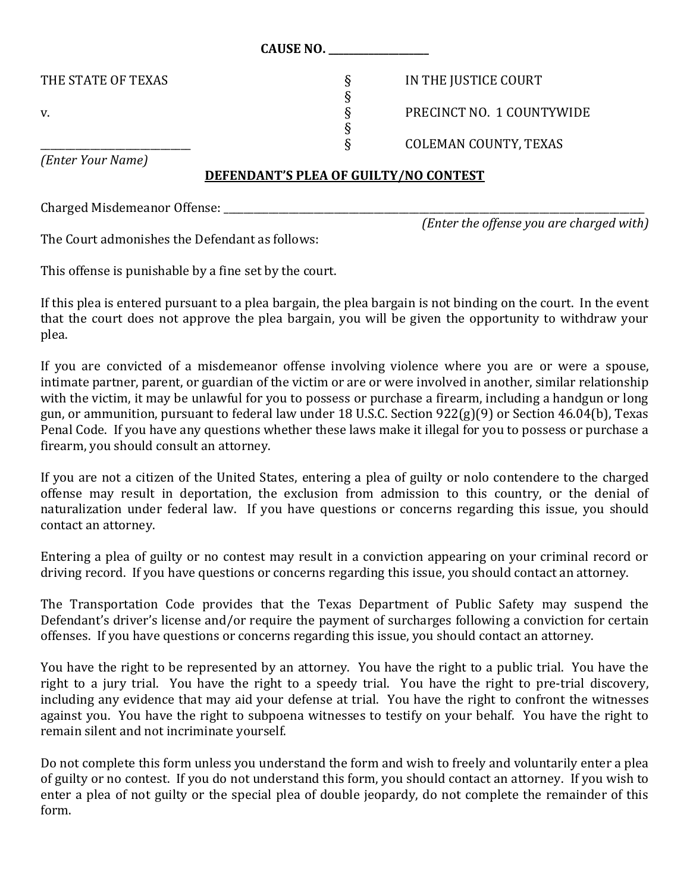**CAUSE NO. ___________________**

| | | |
|---|---|---|
| THE STATE OF TEXAS | § | IN THE JUSTICE COURT |
| | § | |
| v. | § | PRECINCT NO. 1 COUNTYWIDE |
| | § | |
| ____________________________ | § | COLEMAN COUNTY, TEXAS |
| *(Enter Your Name)* | | |

**DEFENDANT'S PLEA OF GUILTY/NO CONTEST**

Charged Misdemeanor Offense: ________________________________________________________________________________

*(Enter the offense you are charged with)*

The Court admonishes the Defendant as follows:

This offense is punishable by a fine set by the court.

If this plea is entered pursuant to a plea bargain, the plea bargain is not binding on the court. In the event that the court does not approve the plea bargain, you will be given the opportunity to withdraw your plea.

If you are convicted of a misdemeanor offense involving violence where you are or were a spouse, intimate partner, parent, or guardian of the victim or are or were involved in another, similar relationship with the victim, it may be unlawful for you to possess or purchase a firearm, including a handgun or long gun, or ammunition, pursuant to federal law under 18 U.S.C. Section 922(g)(9) or Section 46.04(b), Texas Penal Code. If you have any questions whether these laws make it illegal for you to possess or purchase a firearm, you should consult an attorney.

If you are not a citizen of the United States, entering a plea of guilty or nolo contendere to the charged offense may result in deportation, the exclusion from admission to this country, or the denial of naturalization under federal law. If you have questions or concerns regarding this issue, you should contact an attorney.

Entering a plea of guilty or no contest may result in a conviction appearing on your criminal record or driving record. If you have questions or concerns regarding this issue, you should contact an attorney.

The Transportation Code provides that the Texas Department of Public Safety may suspend the Defendant's driver's license and/or require the payment of surcharges following a conviction for certain offenses. If you have questions or concerns regarding this issue, you should contact an attorney.

You have the right to be represented by an attorney. You have the right to a public trial. You have the right to a jury trial. You have the right to a speedy trial. You have the right to pre-trial discovery, including any evidence that may aid your defense at trial. You have the right to confront the witnesses against you. You have the right to subpoena witnesses to testify on your behalf. You have the right to remain silent and not incriminate yourself.

Do not complete this form unless you understand the form and wish to freely and voluntarily enter a plea of guilty or no contest. If you do not understand this form, you should contact an attorney. If you wish to enter a plea of not guilty or the special plea of double jeopardy, do not complete the remainder of this form.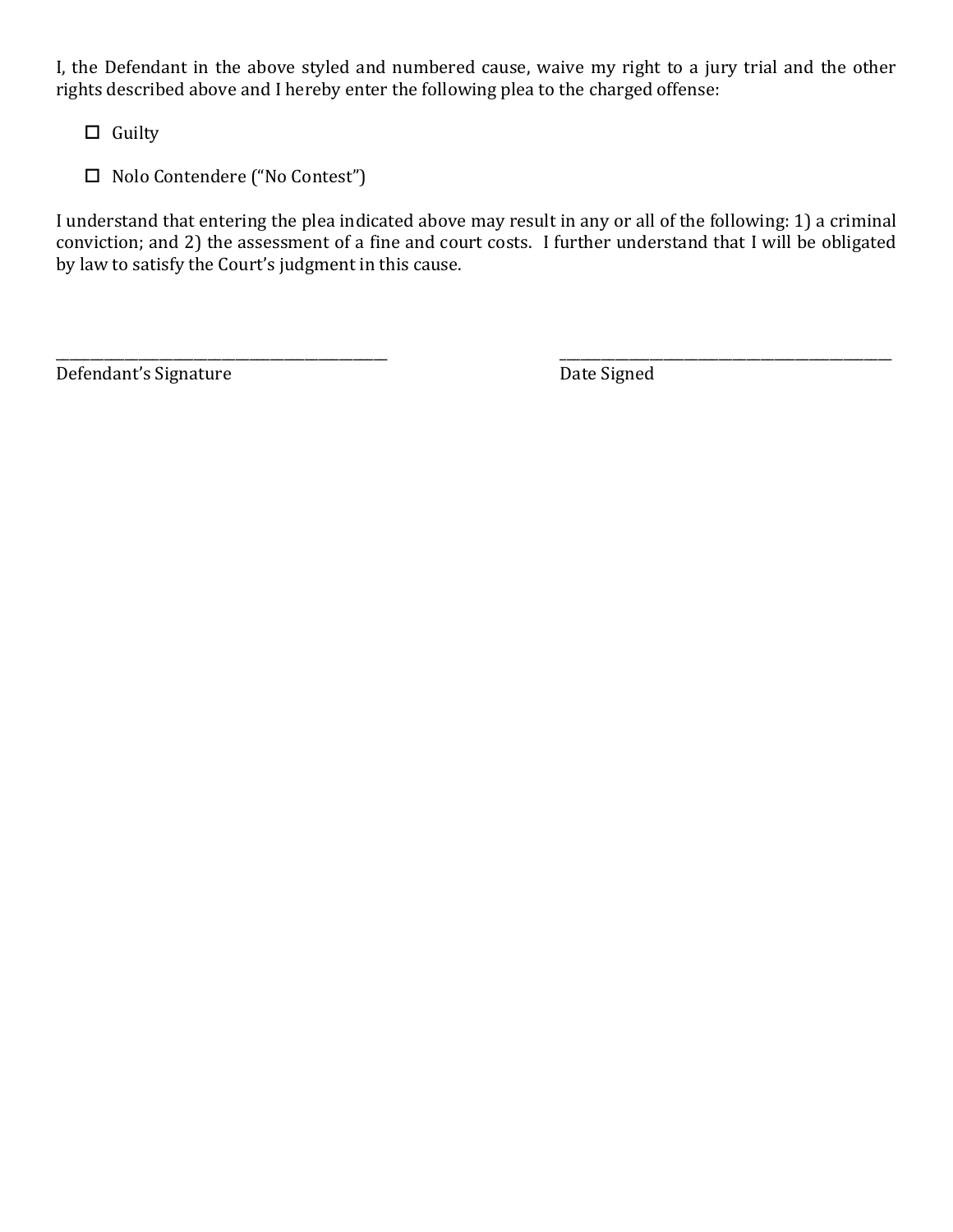I, the Defendant in the above styled and numbered cause, waive my right to a jury trial and the other rights described above and I hereby enter the following plea to the charged offense:

- ☐ Guilty
- ☐ Nolo Contendere ("No Contest")

I understand that entering the plea indicated above may result in any or all of the following: 1) a criminal conviction; and 2) the assessment of a fine and court costs. I further understand that I will be obligated by law to satisfy the Court's judgment in this cause.

_______________________________________________
Defendant's Signature

_______________________________________________
Date Signed